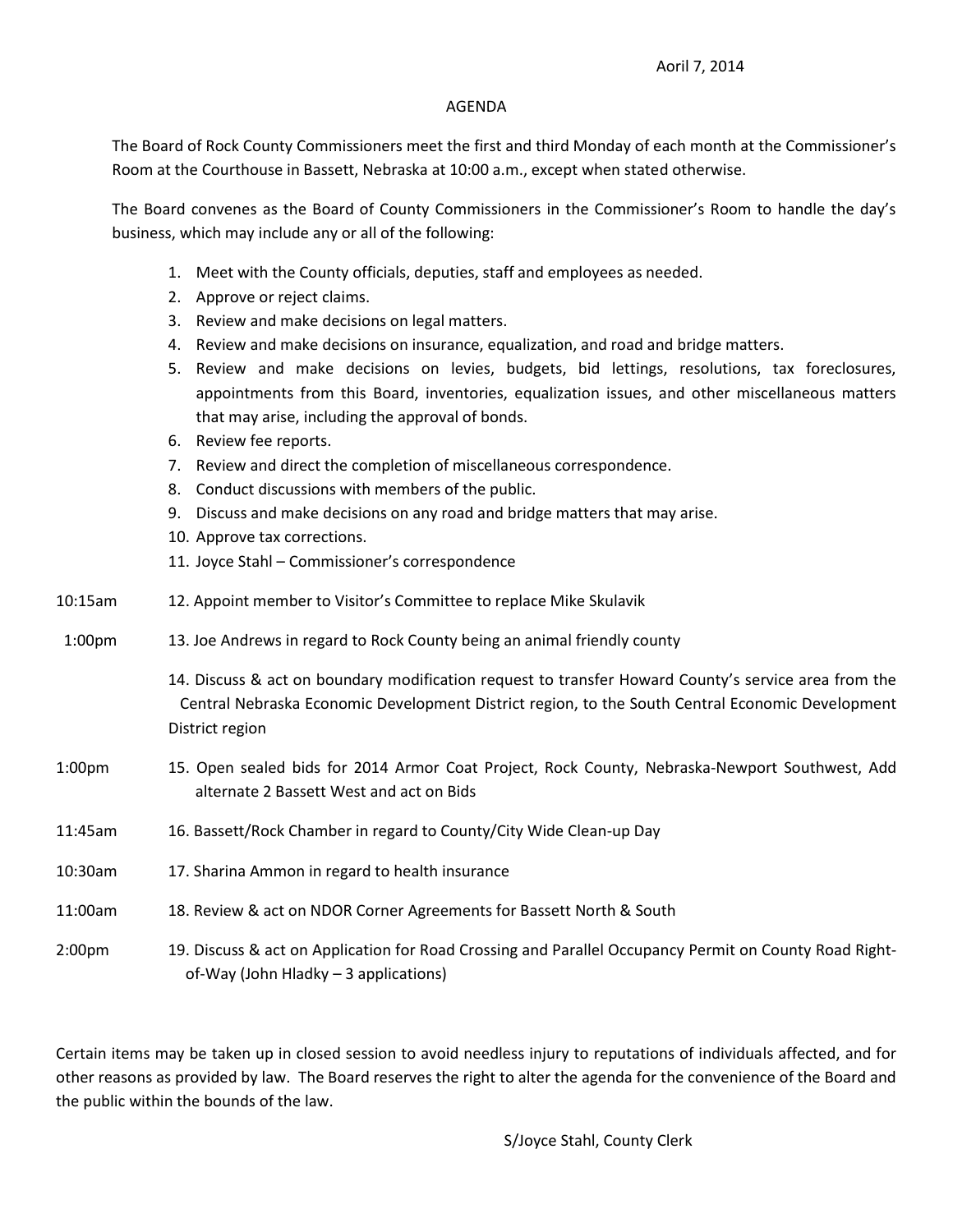Aoril 7, 2014

AGENDA

The Board of Rock County Commissioners meet the first and third Monday of each month at the Commissioner's Room at the Courthouse in Bassett, Nebraska at 10:00 a.m., except when stated otherwise.

The Board convenes as the Board of County Commissioners in the Commissioner's Room to handle the day's business, which may include any or all of the following:

1. Meet with the County officials, deputies, staff and employees as needed.
2. Approve or reject claims.
3. Review and make decisions on legal matters.
4. Review and make decisions on insurance, equalization, and road and bridge matters.
5. Review and make decisions on levies, budgets, bid lettings, resolutions, tax foreclosures, appointments from this Board, inventories, equalization issues, and other miscellaneous matters that may arise, including the approval of bonds.
6. Review fee reports.
7. Review and direct the completion of miscellaneous correspondence.
8. Conduct discussions with members of the public.
9. Discuss and make decisions on any road and bridge matters that may arise.
10. Approve tax corrections.
11. Joyce Stahl – Commissioner's correspondence

10:15am 12. Appoint member to Visitor's Committee to replace Mike Skulavik

1:00pm 13. Joe Andrews in regard to Rock County being an animal friendly county

14. Discuss & act on boundary modification request to transfer Howard County's service area from the Central Nebraska Economic Development District region, to the South Central Economic Development District region

1:00pm 15. Open sealed bids for 2014 Armor Coat Project, Rock County, Nebraska-Newport Southwest, Add alternate 2 Bassett West and act on Bids

11:45am 16. Bassett/Rock Chamber in regard to County/City Wide Clean-up Day

10:30am 17. Sharina Ammon in regard to health insurance

11:00am 18. Review & act on NDOR Corner Agreements for Bassett North & South

2:00pm 19. Discuss & act on Application for Road Crossing and Parallel Occupancy Permit on County Road Right-of-Way (John Hladky – 3 applications)

Certain items may be taken up in closed session to avoid needless injury to reputations of individuals affected, and for other reasons as provided by law. The Board reserves the right to alter the agenda for the convenience of the Board and the public within the bounds of the law.

S/Joyce Stahl, County Clerk